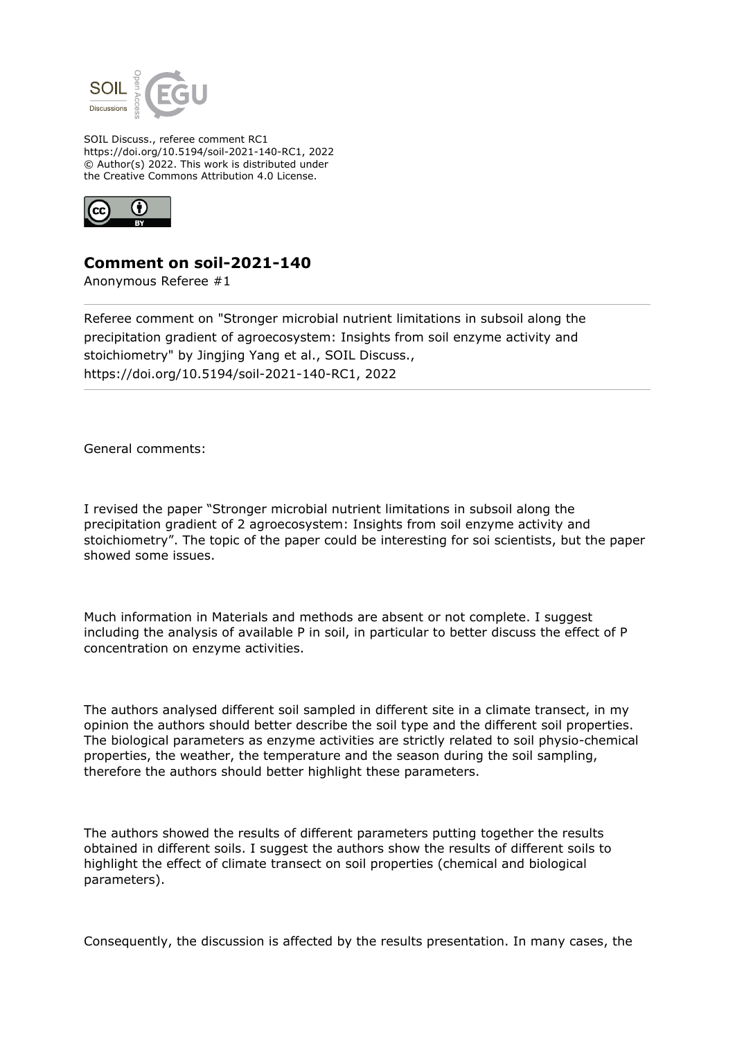SOIL Discuss., referee comment RC1
https://doi.org/10.5194/soil-2021-140-RC1, 2022
© Author(s) 2022. This work is distributed under
the Creative Commons Attribution 4.0 License.

## Comment on soil-2021-140

Anonymous Referee #1

Referee comment on "Stronger microbial nutrient limitations in subsoil along the precipitation gradient of agroecosystem: Insights from soil enzyme activity and stoichiometry" by Jingjing Yang et al., SOIL Discuss., https://doi.org/10.5194/soil-2021-140-RC1, 2022

General comments:

I revised the paper "Stronger microbial nutrient limitations in subsoil along the precipitation gradient of 2 agroecosystem: Insights from soil enzyme activity and stoichiometry". The topic of the paper could be interesting for soi scientists, but the paper showed some issues.

Much information in Materials and methods are absent or not complete. I suggest including the analysis of available P in soil, in particular to better discuss the effect of P concentration on enzyme activities.

The authors analysed different soil sampled in different site in a climate transect, in my opinion the authors should better describe the soil type and the different soil properties. The biological parameters as enzyme activities are strictly related to soil physio-chemical properties, the weather, the temperature and the season during the soil sampling, therefore the authors should better highlight these parameters.

The authors showed the results of different parameters putting together the results obtained in different soils. I suggest the authors show the results of different soils to highlight the effect of climate transect on soil properties (chemical and biological parameters).

Consequently, the discussion is affected by the results presentation. In many cases, the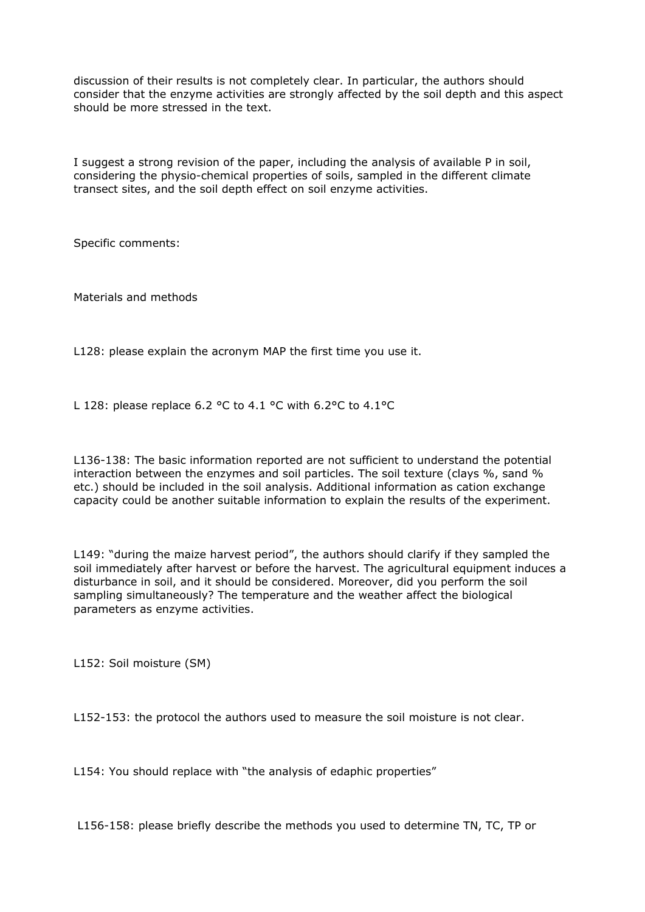discussion of their results is not completely clear. In particular, the authors should consider that the enzyme activities are strongly affected by the soil depth and this aspect should be more stressed in the text.

I suggest a strong revision of the paper, including the analysis of available P in soil, considering the physio-chemical properties of soils, sampled in the different climate transect sites, and the soil depth effect on soil enzyme activities.

Specific comments:

Materials and methods

L128: please explain the acronym MAP the first time you use it.

L 128: please replace 6.2 °C to 4.1 °C with 6.2°C to 4.1°C

L136-138: The basic information reported are not sufficient to understand the potential interaction between the enzymes and soil particles. The soil texture (clays %, sand % etc.) should be included in the soil analysis. Additional information as cation exchange capacity could be another suitable information to explain the results of the experiment.

L149: "during the maize harvest period", the authors should clarify if they sampled the soil immediately after harvest or before the harvest. The agricultural equipment induces a disturbance in soil, and it should be considered. Moreover, did you perform the soil sampling simultaneously? The temperature and the weather affect the biological parameters as enzyme activities.

L152: Soil moisture (SM)

L152-153: the protocol the authors used to measure the soil moisture is not clear.

L154: You should replace with "the analysis of edaphic properties"

L156-158: please briefly describe the methods you used to determine TN, TC, TP or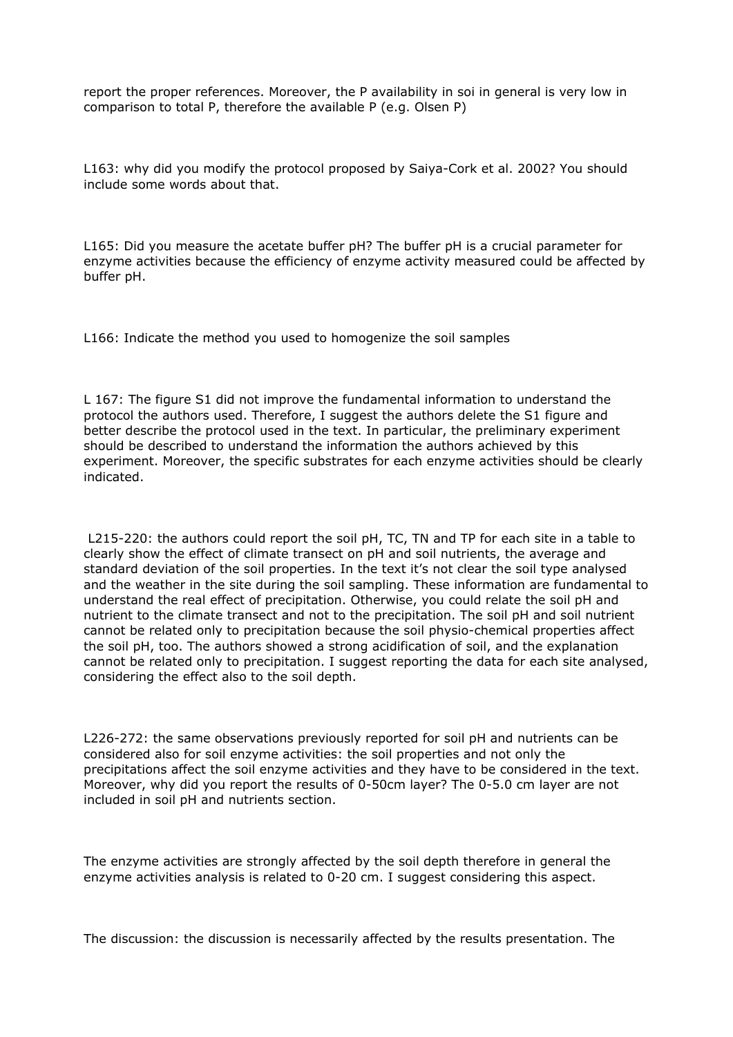report the proper references. Moreover, the P availability in soi in general is very low in comparison to total P, therefore the available P (e.g. Olsen P)

L163: why did you modify the protocol proposed by Saiya-Cork et al. 2002? You should include some words about that.

L165: Did you measure the acetate buffer pH? The buffer pH is a crucial parameter for enzyme activities because the efficiency of enzyme activity measured could be affected by buffer pH.

L166: Indicate the method you used to homogenize the soil samples

L 167: The figure S1 did not improve the fundamental information to understand the protocol the authors used. Therefore, I suggest the authors delete the S1 figure and better describe the protocol used in the text. In particular, the preliminary experiment should be described to understand the information the authors achieved by this experiment. Moreover, the specific substrates for each enzyme activities should be clearly indicated.

L215-220: the authors could report the soil pH, TC, TN and TP for each site in a table to clearly show the effect of climate transect on pH and soil nutrients, the average and standard deviation of the soil properties. In the text it's not clear the soil type analysed and the weather in the site during the soil sampling. These information are fundamental to understand the real effect of precipitation. Otherwise, you could relate the soil pH and nutrient to the climate transect and not to the precipitation. The soil pH and soil nutrient cannot be related only to precipitation because the soil physio-chemical properties affect the soil pH, too. The authors showed a strong acidification of soil, and the explanation cannot be related only to precipitation. I suggest reporting the data for each site analysed, considering the effect also to the soil depth.

L226-272: the same observations previously reported for soil pH and nutrients can be considered also for soil enzyme activities: the soil properties and not only the precipitations affect the soil enzyme activities and they have to be considered in the text. Moreover, why did you report the results of 0-50cm layer? The 0-5.0 cm layer are not included in soil pH and nutrients section.

The enzyme activities are strongly affected by the soil depth therefore in general the enzyme activities analysis is related to 0-20 cm. I suggest considering this aspect.

The discussion: the discussion is necessarily affected by the results presentation. The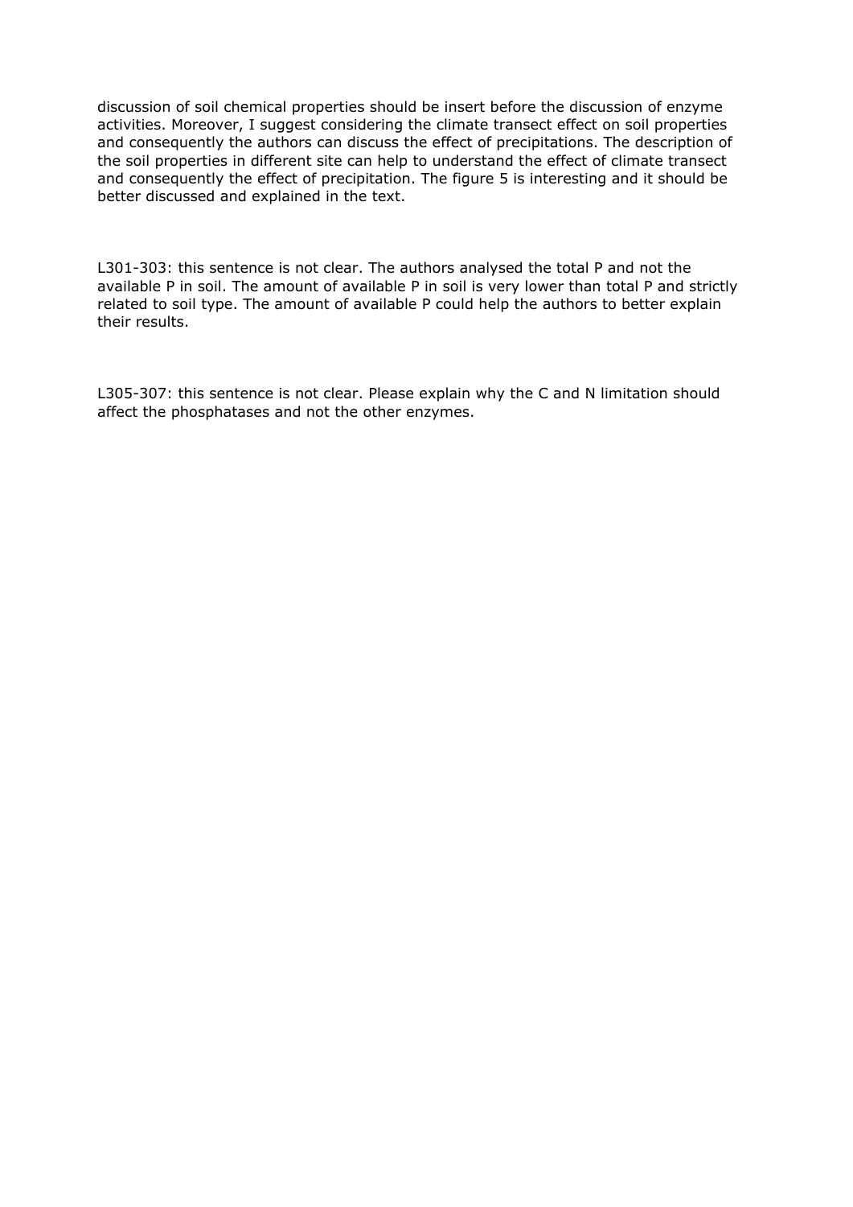discussion of soil chemical properties should be insert before the discussion of enzyme activities. Moreover, I suggest considering the climate transect effect on soil properties and consequently the authors can discuss the effect of precipitations. The description of the soil properties in different site can help to understand the effect of climate transect and consequently the effect of precipitation. The figure 5 is interesting and it should be better discussed and explained in the text.

L301-303: this sentence is not clear. The authors analysed the total P and not the available P in soil. The amount of available P in soil is very lower than total P and strictly related to soil type. The amount of available P could help the authors to better explain their results.

L305-307: this sentence is not clear. Please explain why the C and N limitation should affect the phosphatases and not the other enzymes.